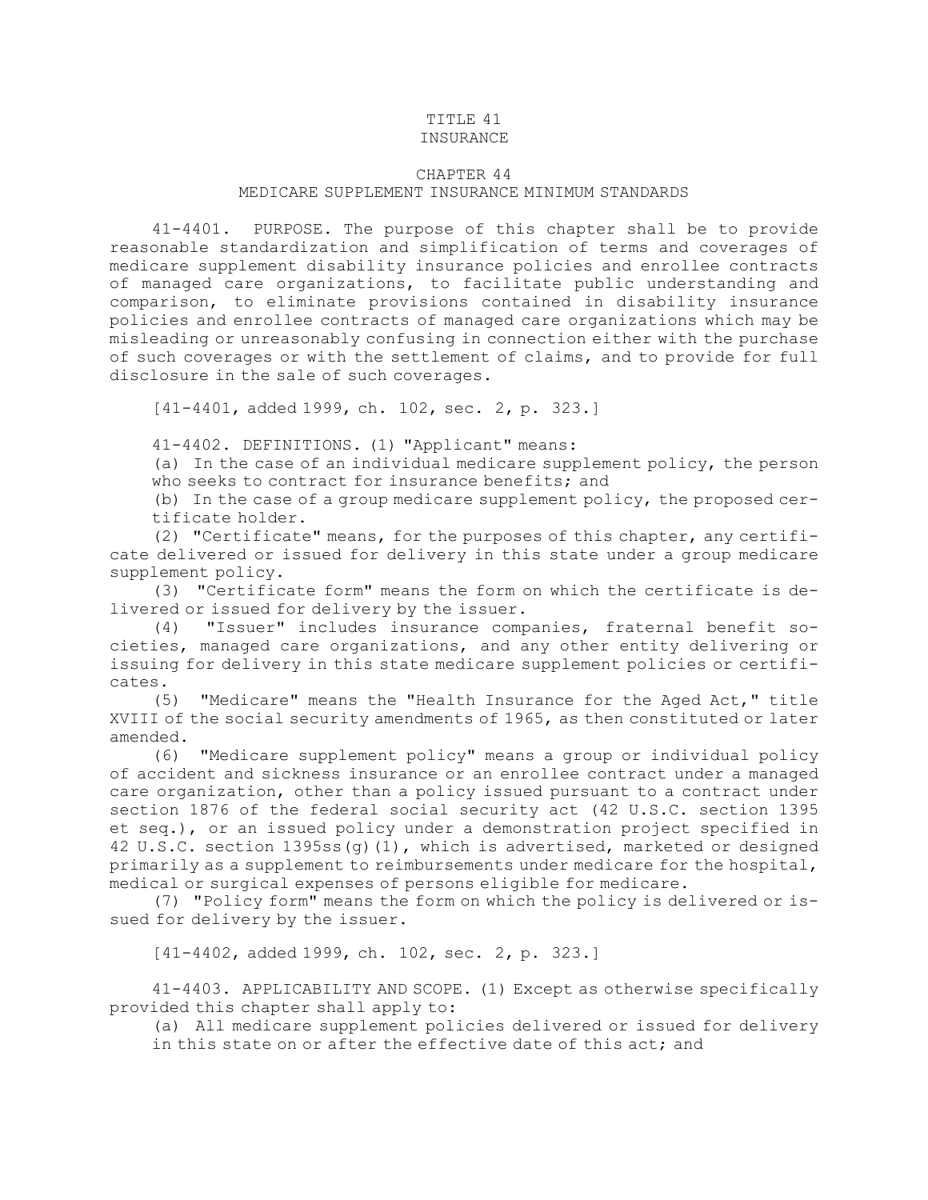# TITLE 41
# INSURANCE

## CHAPTER 44
## MEDICARE SUPPLEMENT INSURANCE MINIMUM STANDARDS

41-4401. PURPOSE. The purpose of this chapter shall be to provide reasonable standardization and simplification of terms and coverages of medicare supplement disability insurance policies and enrollee contracts of managed care organizations, to facilitate public understanding and comparison, to eliminate provisions contained in disability insurance policies and enrollee contracts of managed care organizations which may be misleading or unreasonably confusing in connection either with the purchase of such coverages or with the settlement of claims, and to provide for full disclosure in the sale of such coverages.

[41-4401, added 1999, ch. 102, sec. 2, p. 323.]

41-4402. DEFINITIONS. (1) "Applicant" means:

(a) In the case of an individual medicare supplement policy, the person who seeks to contract for insurance benefits; and

(b) In the case of a group medicare supplement policy, the proposed certificate holder.

(2) "Certificate" means, for the purposes of this chapter, any certificate delivered or issued for delivery in this state under a group medicare supplement policy.

(3) "Certificate form" means the form on which the certificate is delivered or issued for delivery by the issuer.

(4) "Issuer" includes insurance companies, fraternal benefit societies, managed care organizations, and any other entity delivering or issuing for delivery in this state medicare supplement policies or certificates.

(5) "Medicare" means the "Health Insurance for the Aged Act," title XVIII of the social security amendments of 1965, as then constituted or later amended.

(6) "Medicare supplement policy" means a group or individual policy of accident and sickness insurance or an enrollee contract under a managed care organization, other than a policy issued pursuant to a contract under section 1876 of the federal social security act (42 U.S.C. section 1395 et seq.), or an issued policy under a demonstration project specified in 42 U.S.C. section 1395ss(g)(1), which is advertised, marketed or designed primarily as a supplement to reimbursements under medicare for the hospital, medical or surgical expenses of persons eligible for medicare.

(7) "Policy form" means the form on which the policy is delivered or issued for delivery by the issuer.

[41-4402, added 1999, ch. 102, sec. 2, p. 323.]

41-4403. APPLICABILITY AND SCOPE. (1) Except as otherwise specifically provided this chapter shall apply to:

(a) All medicare supplement policies delivered or issued for delivery in this state on or after the effective date of this act; and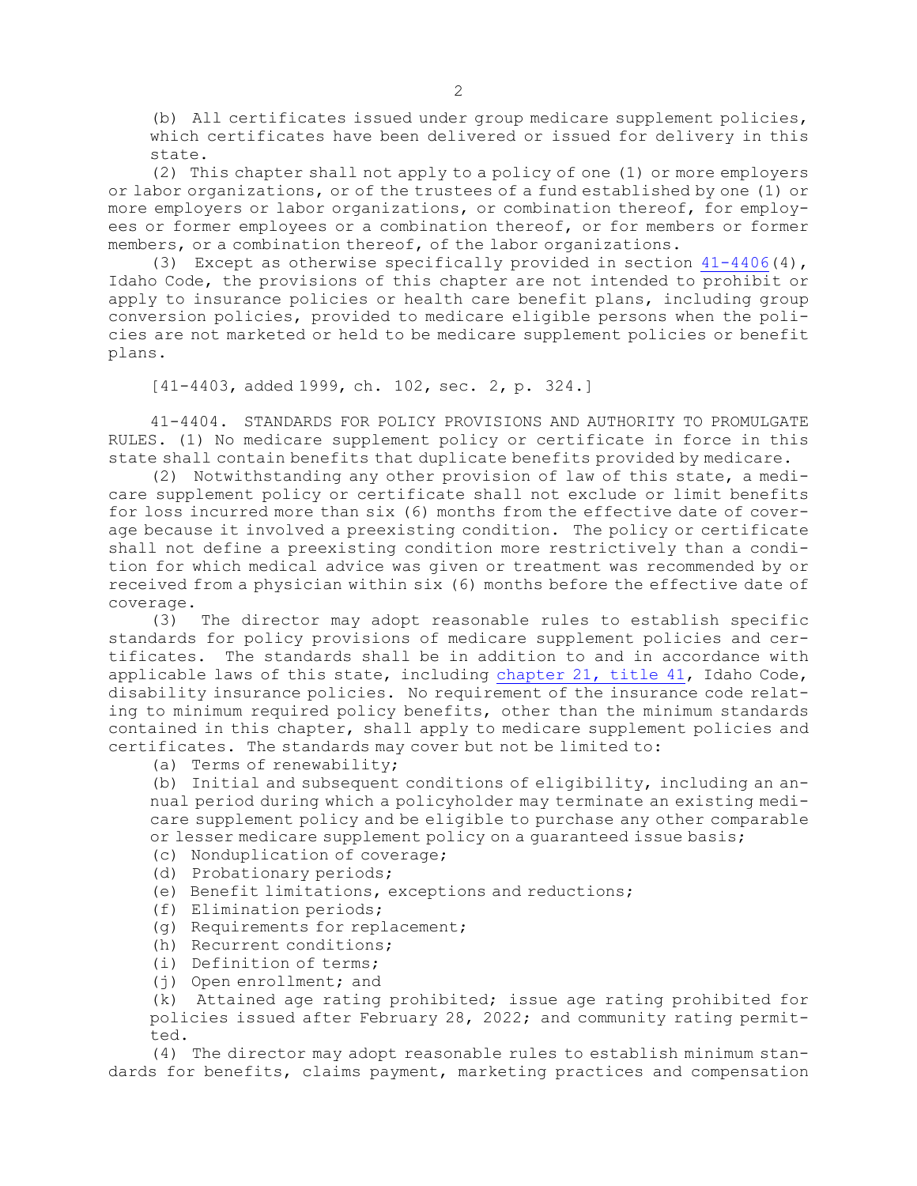(b) All certificates issued under group medicare supplement policies, which certificates have been delivered or issued for delivery in this state.

(2) This chapter shall not apply to a policy of one (1) or more employers or labor organizations, or of the trustees of a fund established by one (1) or more employers or labor organizations, or combination thereof, for employees or former employees or a combination thereof, or for members or former members, or a combination thereof, of the labor organizations.

(3) Except as otherwise specifically provided in section 41-4406(4), Idaho Code, the provisions of this chapter are not intended to prohibit or apply to insurance policies or health care benefit plans, including group conversion policies, provided to medicare eligible persons when the policies are not marketed or held to be medicare supplement policies or benefit plans.

[41-4403, added 1999, ch. 102, sec. 2, p. 324.]

41-4404. STANDARDS FOR POLICY PROVISIONS AND AUTHORITY TO PROMULGATE RULES. (1) No medicare supplement policy or certificate in force in this state shall contain benefits that duplicate benefits provided by medicare.

(2) Notwithstanding any other provision of law of this state, a medicare supplement policy or certificate shall not exclude or limit benefits for loss incurred more than six (6) months from the effective date of coverage because it involved a preexisting condition. The policy or certificate shall not define a preexisting condition more restrictively than a condition for which medical advice was given or treatment was recommended by or received from a physician within six (6) months before the effective date of coverage.

(3) The director may adopt reasonable rules to establish specific standards for policy provisions of medicare supplement policies and certificates. The standards shall be in addition to and in accordance with applicable laws of this state, including chapter 21, title 41, Idaho Code, disability insurance policies. No requirement of the insurance code relating to minimum required policy benefits, other than the minimum standards contained in this chapter, shall apply to medicare supplement policies and certificates. The standards may cover but not be limited to:

(a) Terms of renewability;

(b) Initial and subsequent conditions of eligibility, including an annual period during which a policyholder may terminate an existing medicare supplement policy and be eligible to purchase any other comparable or lesser medicare supplement policy on a guaranteed issue basis;

(c) Nonduplication of coverage;

(d) Probationary periods;

(e) Benefit limitations, exceptions and reductions;

(f) Elimination periods;

(g) Requirements for replacement;

(h) Recurrent conditions;

(i) Definition of terms;

(j) Open enrollment; and

(k) Attained age rating prohibited; issue age rating prohibited for policies issued after February 28, 2022; and community rating permitted.

(4) The director may adopt reasonable rules to establish minimum standards for benefits, claims payment, marketing practices and compensation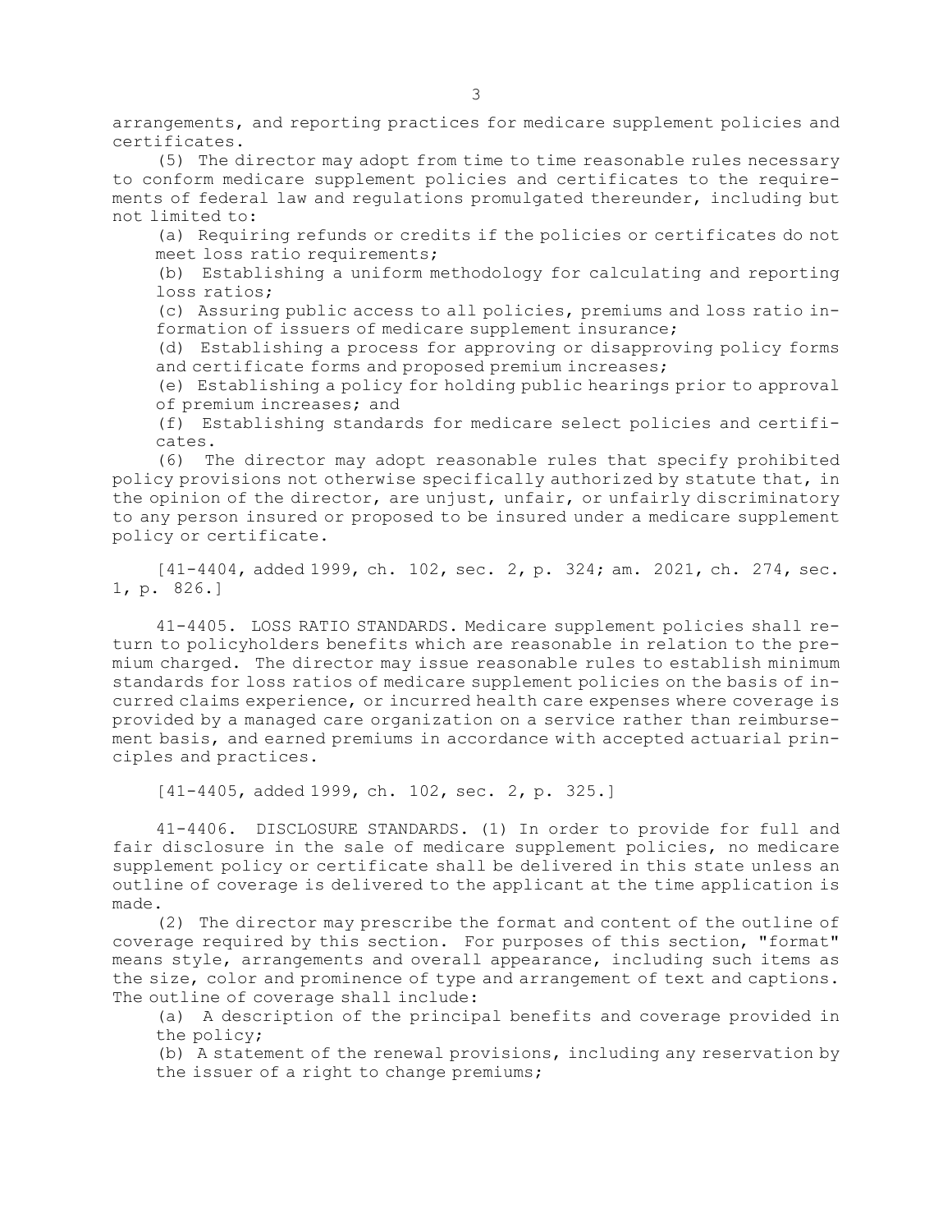arrangements, and reporting practices for medicare supplement policies and certificates.

(5) The director may adopt from time to time reasonable rules necessary to conform medicare supplement policies and certificates to the requirements of federal law and regulations promulgated thereunder, including but not limited to:

(a) Requiring refunds or credits if the policies or certificates do not meet loss ratio requirements;

(b) Establishing a uniform methodology for calculating and reporting loss ratios;

(c) Assuring public access to all policies, premiums and loss ratio information of issuers of medicare supplement insurance;

(d) Establishing a process for approving or disapproving policy forms and certificate forms and proposed premium increases;

(e) Establishing a policy for holding public hearings prior to approval of premium increases; and

(f) Establishing standards for medicare select policies and certificates.

(6) The director may adopt reasonable rules that specify prohibited policy provisions not otherwise specifically authorized by statute that, in the opinion of the director, are unjust, unfair, or unfairly discriminatory to any person insured or proposed to be insured under a medicare supplement policy or certificate.

[41-4404, added 1999, ch. 102, sec. 2, p. 324; am. 2021, ch. 274, sec. 1, p. 826.]

41-4405. LOSS RATIO STANDARDS. Medicare supplement policies shall return to policyholders benefits which are reasonable in relation to the premium charged. The director may issue reasonable rules to establish minimum standards for loss ratios of medicare supplement policies on the basis of incurred claims experience, or incurred health care expenses where coverage is provided by a managed care organization on a service rather than reimbursement basis, and earned premiums in accordance with accepted actuarial principles and practices.

[41-4405, added 1999, ch. 102, sec. 2, p. 325.]

41-4406. DISCLOSURE STANDARDS. (1) In order to provide for full and fair disclosure in the sale of medicare supplement policies, no medicare supplement policy or certificate shall be delivered in this state unless an outline of coverage is delivered to the applicant at the time application is made.

(2) The director may prescribe the format and content of the outline of coverage required by this section. For purposes of this section, "format" means style, arrangements and overall appearance, including such items as the size, color and prominence of type and arrangement of text and captions. The outline of coverage shall include:

(a) A description of the principal benefits and coverage provided in the policy;

(b) A statement of the renewal provisions, including any reservation by the issuer of a right to change premiums;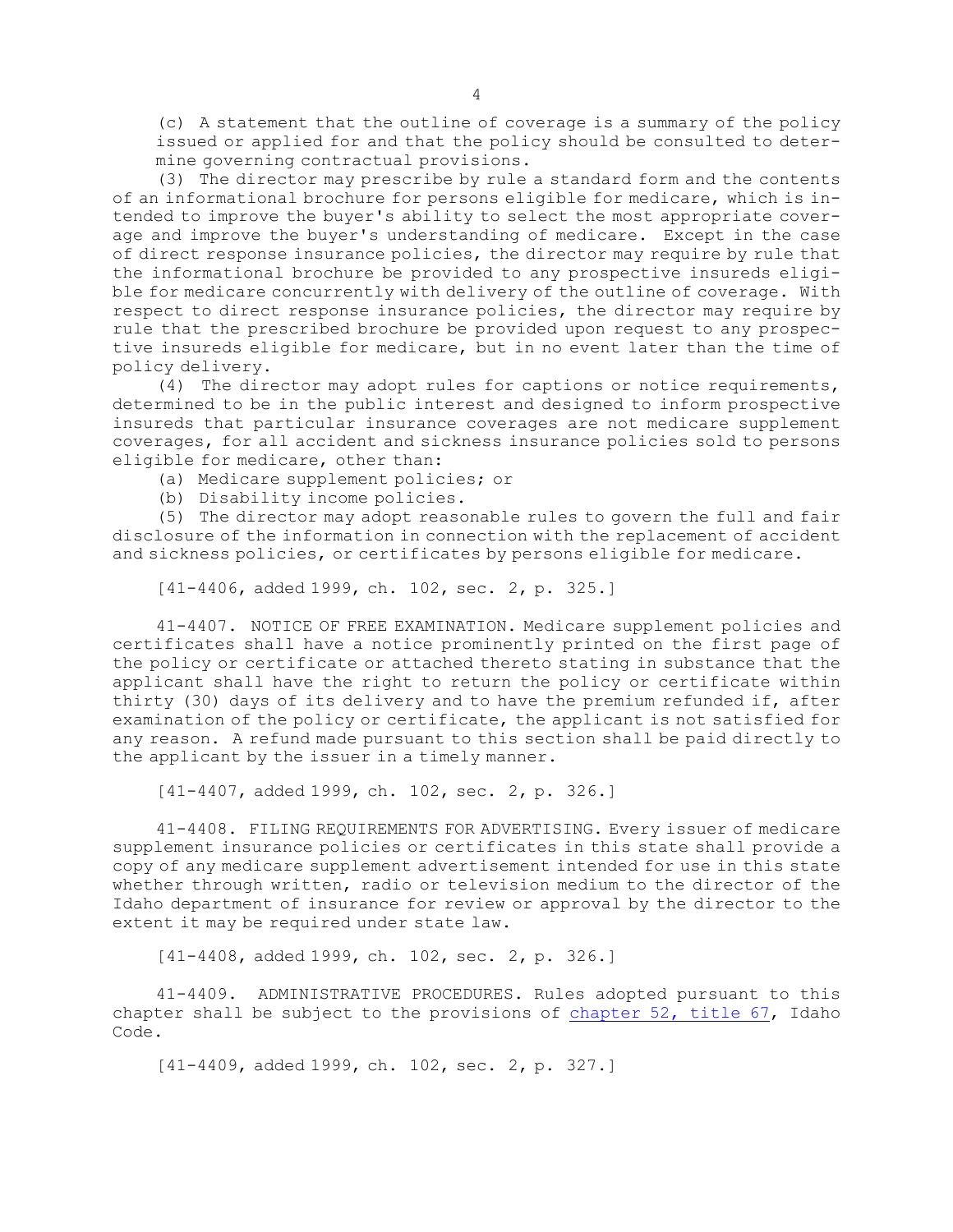(c) A statement that the outline of coverage is a summary of the policy issued or applied for and that the policy should be consulted to determine governing contractual provisions.

(3) The director may prescribe by rule a standard form and the contents of an informational brochure for persons eligible for medicare, which is intended to improve the buyer's ability to select the most appropriate coverage and improve the buyer's understanding of medicare. Except in the case of direct response insurance policies, the director may require by rule that the informational brochure be provided to any prospective insureds eligible for medicare concurrently with delivery of the outline of coverage. With respect to direct response insurance policies, the director may require by rule that the prescribed brochure be provided upon request to any prospective insureds eligible for medicare, but in no event later than the time of policy delivery.

(4) The director may adopt rules for captions or notice requirements, determined to be in the public interest and designed to inform prospective insureds that particular insurance coverages are not medicare supplement coverages, for all accident and sickness insurance policies sold to persons eligible for medicare, other than:

(a) Medicare supplement policies; or

(b) Disability income policies.

(5) The director may adopt reasonable rules to govern the full and fair disclosure of the information in connection with the replacement of accident and sickness policies, or certificates by persons eligible for medicare.

[41-4406, added 1999, ch. 102, sec. 2, p. 325.]

41-4407. NOTICE OF FREE EXAMINATION. Medicare supplement policies and certificates shall have a notice prominently printed on the first page of the policy or certificate or attached thereto stating in substance that the applicant shall have the right to return the policy or certificate within thirty (30) days of its delivery and to have the premium refunded if, after examination of the policy or certificate, the applicant is not satisfied for any reason. A refund made pursuant to this section shall be paid directly to the applicant by the issuer in a timely manner.

[41-4407, added 1999, ch. 102, sec. 2, p. 326.]

41-4408. FILING REQUIREMENTS FOR ADVERTISING. Every issuer of medicare supplement insurance policies or certificates in this state shall provide a copy of any medicare supplement advertisement intended for use in this state whether through written, radio or television medium to the director of the Idaho department of insurance for review or approval by the director to the extent it may be required under state law.

[41-4408, added 1999, ch. 102, sec. 2, p. 326.]

41-4409. ADMINISTRATIVE PROCEDURES. Rules adopted pursuant to this chapter shall be subject to the provisions of chapter 52, title 67, Idaho Code.

[41-4409, added 1999, ch. 102, sec. 2, p. 327.]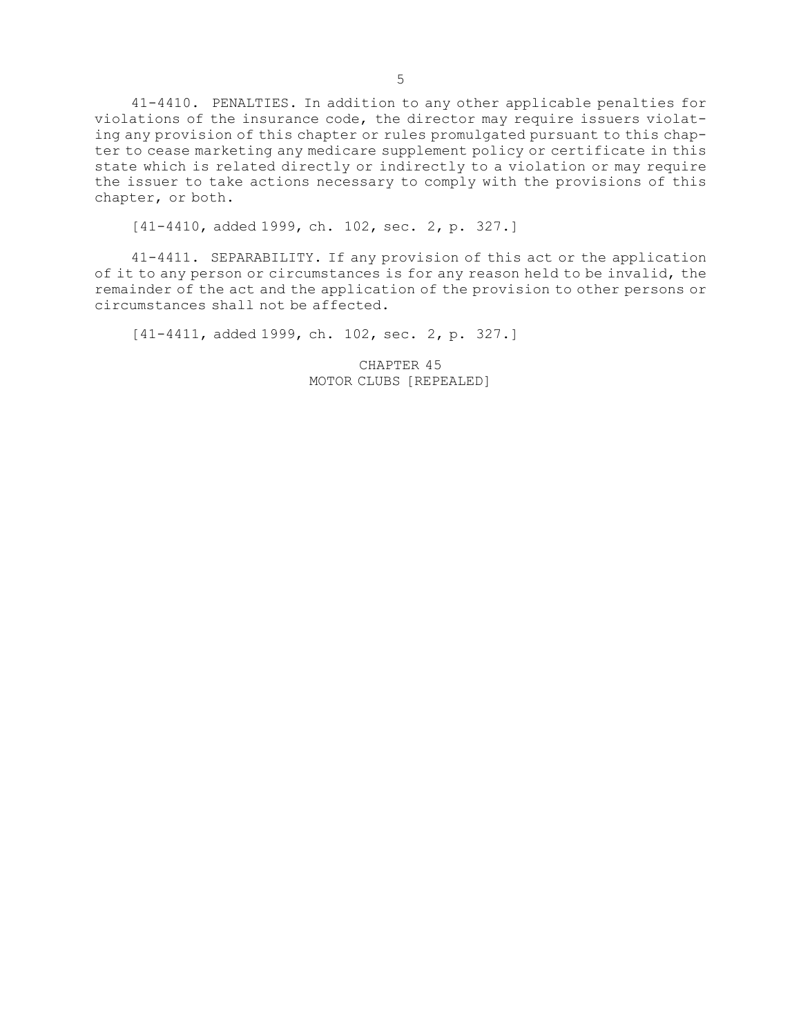41-4410. PENALTIES. In addition to any other applicable penalties for violations of the insurance code, the director may require issuers violating any provision of this chapter or rules promulgated pursuant to this chapter to cease marketing any medicare supplement policy or certificate in this state which is related directly or indirectly to a violation or may require the issuer to take actions necessary to comply with the provisions of this chapter, or both.

[41-4410, added 1999, ch. 102, sec. 2, p. 327.]

41-4411. SEPARABILITY. If any provision of this act or the application of it to any person or circumstances is for any reason held to be invalid, the remainder of the act and the application of the provision to other persons or circumstances shall not be affected.

[41-4411, added 1999, ch. 102, sec. 2, p. 327.]

## CHAPTER 45
## MOTOR CLUBS [REPEALED]